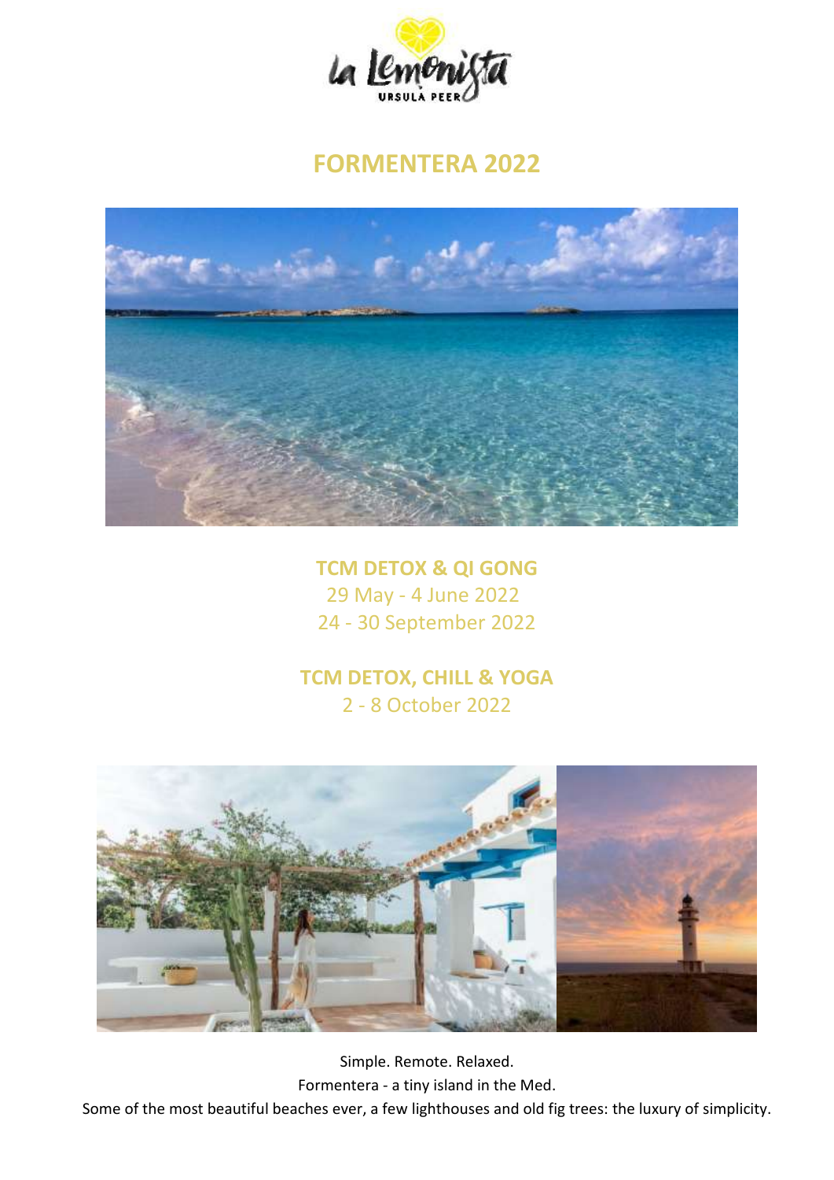# FORMENTERA 2022

## TCM DETOX & QI GONG

29 May - 4 June 2022

24 - 30 September 2022

## TCM DETOX, CHILL & YOGA

2 - 8 October 2022

Simple. Remote. Relaxed.

Formentera - a tiny island in the Med.

Some of the most beautiful beaches ever, a few lighthouses and old fig trees: the luxury of simplicity.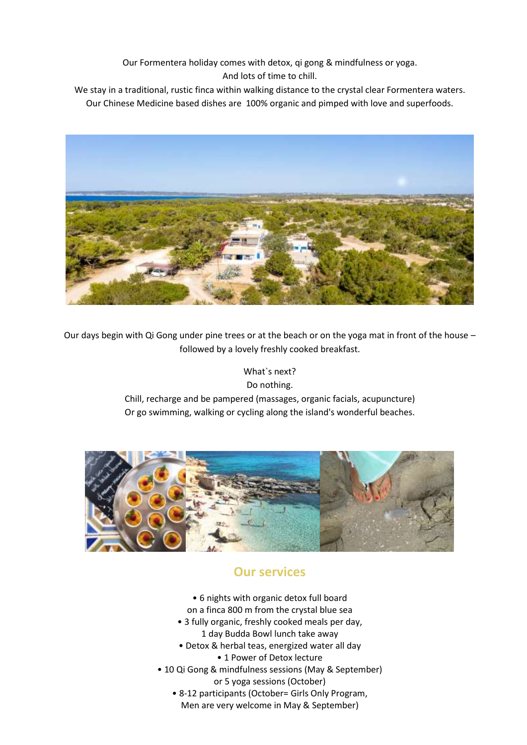Our Formentera holiday comes with detox, qi gong & mindfulness or yoga.
And lots of time to chill.
We stay in a traditional, rustic finca within walking distance to the crystal clear Formentera waters.
Our Chinese Medicine based dishes are 100% organic and pimped with love and superfoods.

Our days begin with Qi Gong under pine trees or at the beach or on the yoga mat in front of the house – followed by a lovely freshly cooked breakfast.

What`s next?
Do nothing.
Chill, recharge and be pampered (massages, organic facials, acupuncture)
Or go swimming, walking or cycling along the island's wonderful beaches.

## Our services

- 6 nights with organic detox full board on a finca 800 m from the crystal blue sea
- 3 fully organic, freshly cooked meals per day, 1 day Budda Bowl lunch take away
- Detox & herbal teas, energized water all day
- 1 Power of Detox lecture
- 10 Qi Gong & mindfulness sessions (May & September) or 5 yoga sessions (October)
- 8-12 participants (October= Girls Only Program, Men are very welcome in May & September)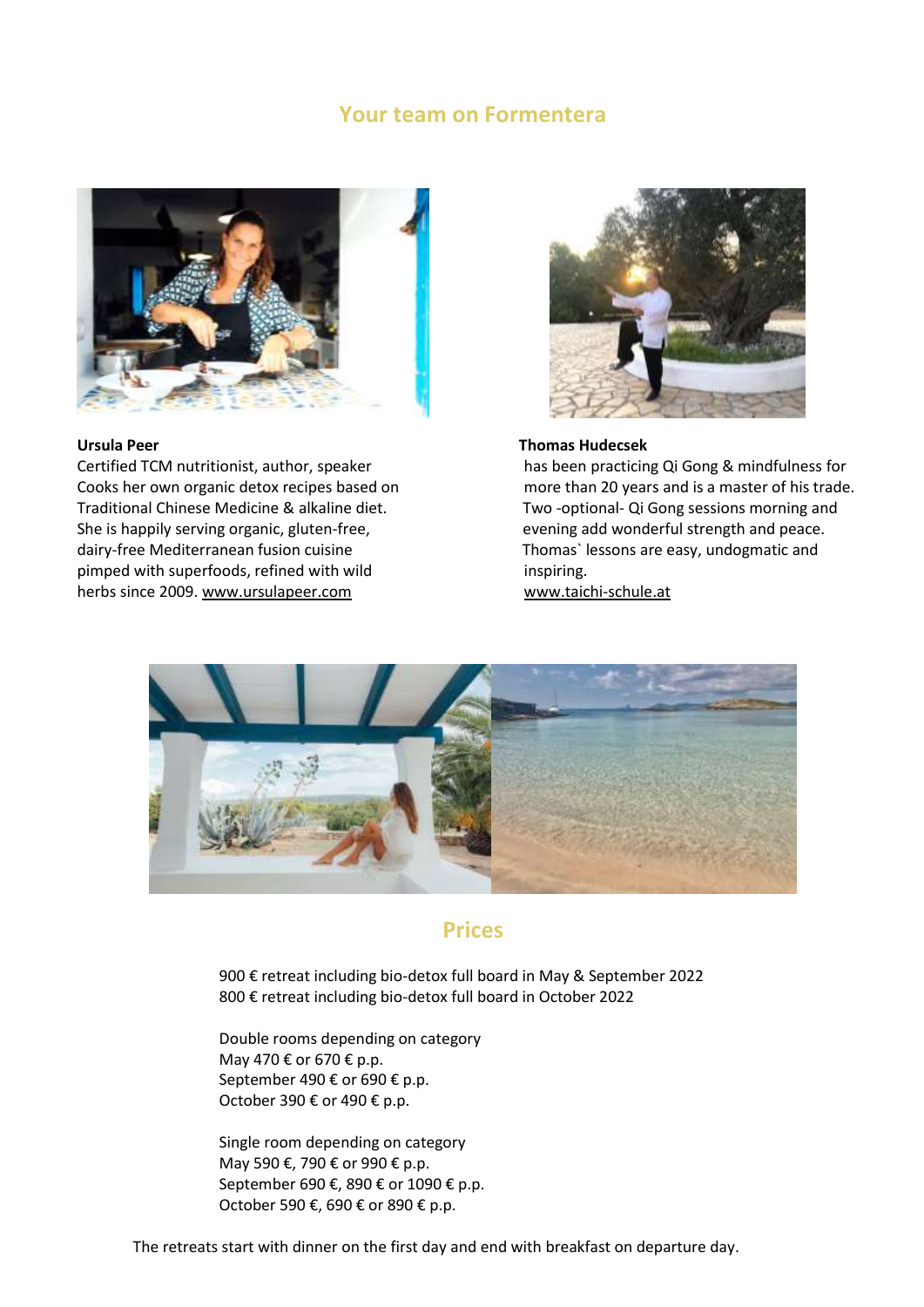## Your team on Formentera

**Ursula Peer**
Certified TCM nutritionist, author, speaker
Cooks her own organic detox recipes based on Traditional Chinese Medicine & alkaline diet. She is happily serving organic, gluten-free, dairy-free Mediterranean fusion cuisine pimped with superfoods, refined with wild herbs since 2009. www.ursulapeer.com

**Thomas Hudecsek**
has been practicing Qi Gong & mindfulness for more than 20 years and is a master of his trade. Two -optional- Qi Gong sessions morning and evening add wonderful strength and peace. Thomas` lessons are easy, undogmatic and inspiring.
www.taichi-schule.at

## Prices

900 € retreat including bio-detox full board in May & September 2022
800 € retreat including bio-detox full board in October 2022

Double rooms depending on category
May 470 € or 670 € p.p.
September 490 € or 690 € p.p.
October 390 € or 490 € p.p.

Single room depending on category
May 590 €, 790 € or 990 € p.p.
September 690 €, 890 € or 1090 € p.p.
October 590 €, 690 € or 890 € p.p.

The retreats start with dinner on the first day and end with breakfast on departure day.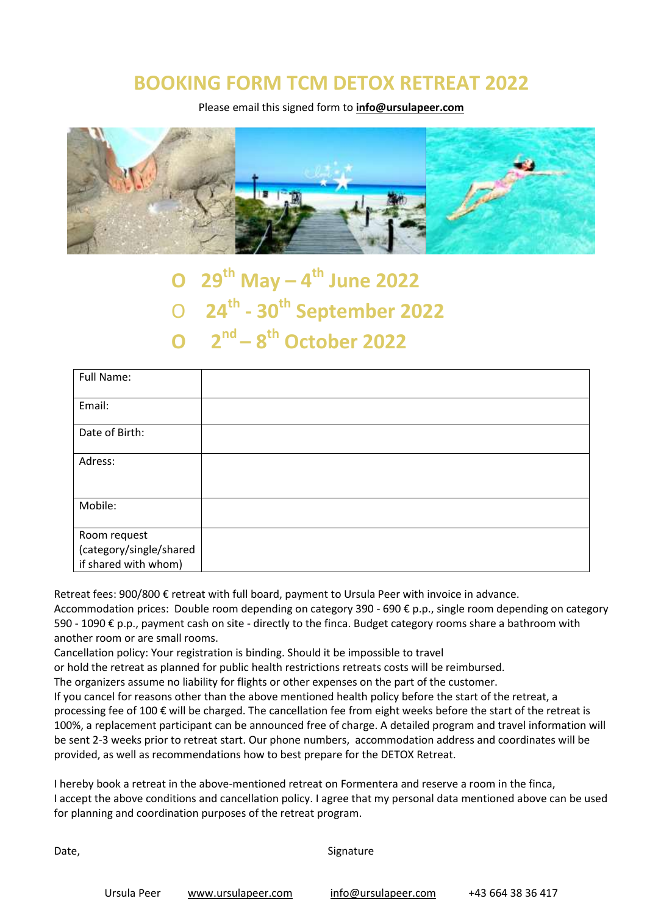# BOOKING FORM TCM DETOX RETREAT 2022

Please email this signed form to **info@ursulapeer.com**

O 29th May – 4th June 2022

O 24th - 30th September 2022

O 2nd – 8th October 2022

| | |
|---|---|
| Full Name: | |
| Email: | |
| Date of Birth: | |
| Adress: | |
| Mobile: | |
| Room request (category/single/shared if shared with whom) | |

Retreat fees: 900/800 € retreat with full board, payment to Ursula Peer with invoice in advance.
Accommodation prices: Double room depending on category 390 - 690 € p.p., single room depending on category 590 - 1090 € p.p., payment cash on site - directly to the finca. Budget category rooms share a bathroom with another room or are small rooms.
Cancellation policy: Your registration is binding. Should it be impossible to travel or hold the retreat as planned for public health restrictions retreats costs will be reimbursed.
The organizers assume no liability for flights or other expenses on the part of the customer.
If you cancel for reasons other than the above mentioned health policy before the start of the retreat, a processing fee of 100 € will be charged. The cancellation fee from eight weeks before the start of the retreat is 100%, a replacement participant can be announced free of charge. A detailed program and travel information will be sent 2-3 weeks prior to retreat start. Our phone numbers, accommodation address and coordinates will be provided, as well as recommendations how to best prepare for the DETOX Retreat.

I hereby book a retreat in the above-mentioned retreat on Formentera and reserve a room in the finca, I accept the above conditions and cancellation policy. I agree that my personal data mentioned above can be used for planning and coordination purposes of the retreat program.

Date, Signature

Ursula Peer www.ursulapeer.com info@ursulapeer.com +43 664 38 36 417